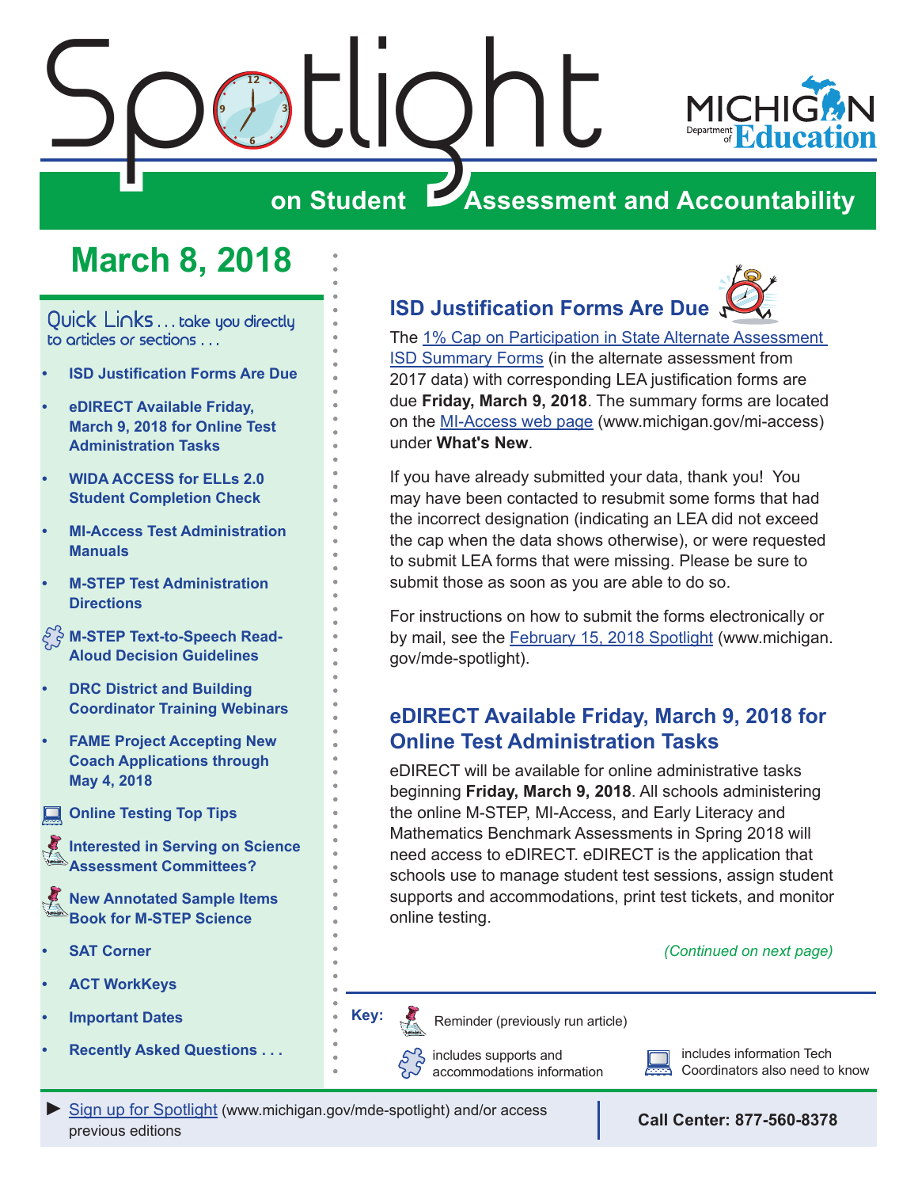# Spotlight on Student Assessment and Accountability

MICHIGAN Department of Education

## March 8, 2018

**Quick Links** . . . take you directly to articles or sections . . .

- **ISD Justification Forms Are Due**
- **eDIRECT Available Friday, March 9, 2018 for Online Test Administration Tasks**
- **WIDA ACCESS for ELLs 2.0 Student Completion Check**
- **MI-Access Test Administration Manuals**
- **M-STEP Test Administration Directions**
- **M-STEP Text-to-Speech Read-Aloud Decision Guidelines**
- **DRC District and Building Coordinator Training Webinars**
- **FAME Project Accepting New Coach Applications through May 4, 2018**
- **Online Testing Top Tips**
- **Interested in Serving on Science Assessment Committees?**
- **New Annotated Sample Items Book for M-STEP Science**
- **SAT Corner**
- **ACT WorkKeys**
- **Important Dates**
- **Recently Asked Questions . . .**

## ISD Justification Forms Are Due

The 1% Cap on Participation in State Alternate Assessment ISD Summary Forms (in the alternate assessment from 2017 data) with corresponding LEA justification forms are due **Friday, March 9, 2018**. The summary forms are located on the MI-Access web page (www.michigan.gov/mi-access) under **What's New**.

If you have already submitted your data, thank you! You may have been contacted to resubmit some forms that had the incorrect designation (indicating an LEA did not exceed the cap when the data shows otherwise), or were requested to submit LEA forms that were missing. Please be sure to submit those as soon as you are able to do so.

For instructions on how to submit the forms electronically or by mail, see the February 15, 2018 Spotlight (www.michigan.gov/mde-spotlight).

## eDIRECT Available Friday, March 9, 2018 for Online Test Administration Tasks

eDIRECT will be available for online administrative tasks beginning **Friday, March 9, 2018**. All schools administering the online M-STEP, MI-Access, and Early Literacy and Mathematics Benchmark Assessments in Spring 2018 will need access to eDIRECT. eDIRECT is the application that schools use to manage student test sessions, assign student supports and accommodations, print test tickets, and monitor online testing.

*(Continued on next page)*

**Key:**
- Reminder (previously run article)
- includes supports and accommodations information
- includes information Tech Coordinators also need to know

► Sign up for Spotlight (www.michigan.gov/mde-spotlight) and/or access previous editions

**Call Center: 877-560-8378**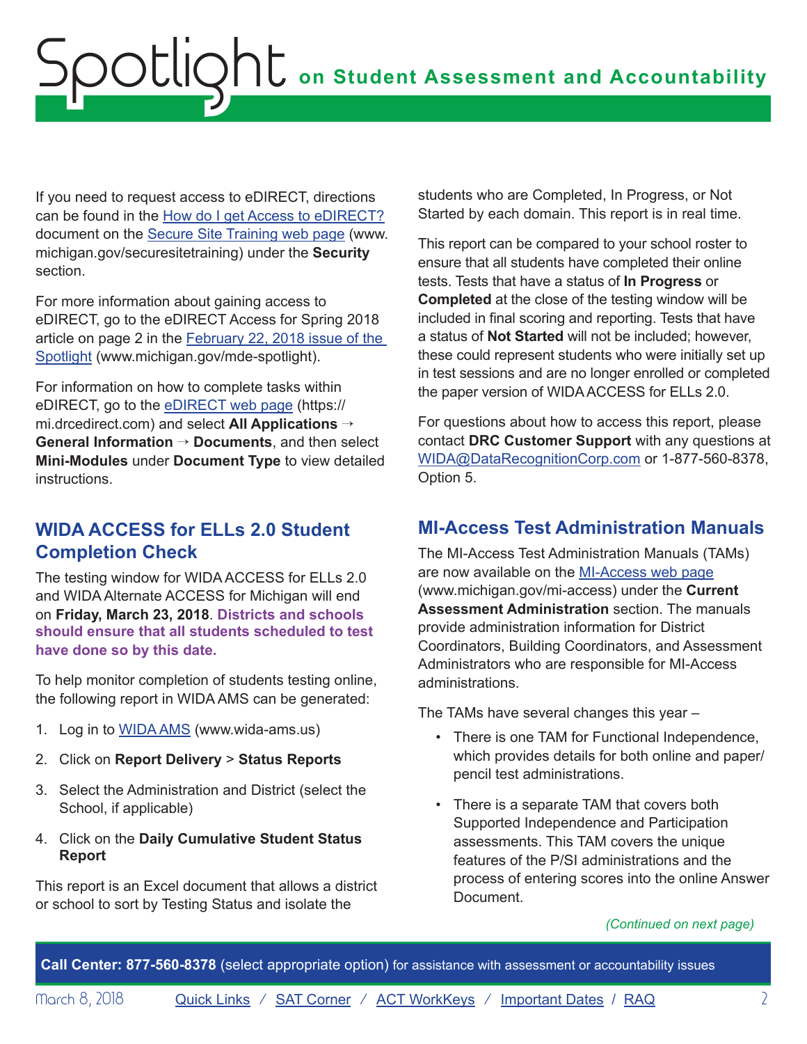If you need to request access to eDIRECT, directions can be found in the How do I get Access to eDIRECT? document on the Secure Site Training web page (www.michigan.gov/securesitetraining) under the **Security** section.

For more information about gaining access to eDIRECT, go to the eDIRECT Access for Spring 2018 article on page 2 in the February 22, 2018 issue of the Spotlight (www.michigan.gov/mde-spotlight).

For information on how to complete tasks within eDIRECT, go to the eDIRECT web page (https://mi.drcedirect.com) and select **All Applications** → **General Information** → **Documents**, and then select **Mini-Modules** under **Document Type** to view detailed instructions.

## WIDA ACCESS for ELLs 2.0 Student Completion Check

The testing window for WIDA ACCESS for ELLs 2.0 and WIDA Alternate ACCESS for Michigan will end on **Friday, March 23, 2018**. **Districts and schools should ensure that all students scheduled to test have done so by this date.**

To help monitor completion of students testing online, the following report in WIDA AMS can be generated:

1. Log in to WIDA AMS (www.wida-ams.us)
2. Click on **Report Delivery** > **Status Reports**
3. Select the Administration and District (select the School, if applicable)
4. Click on the **Daily Cumulative Student Status Report**

This report is an Excel document that allows a district or school to sort by Testing Status and isolate the students who are Completed, In Progress, or Not Started by each domain. This report is in real time.

This report can be compared to your school roster to ensure that all students have completed their online tests. Tests that have a status of **In Progress** or **Completed** at the close of the testing window will be included in final scoring and reporting. Tests that have a status of **Not Started** will not be included; however, these could represent students who were initially set up in test sessions and are no longer enrolled or completed the paper version of WIDA ACCESS for ELLs 2.0.

For questions about how to access this report, please contact **DRC Customer Support** with any questions at WIDA@DataRecognitionCorp.com or 1-877-560-8378, Option 5.

## MI-Access Test Administration Manuals

The MI-Access Test Administration Manuals (TAMs) are now available on the MI-Access web page (www.michigan.gov/mi-access) under the **Current Assessment Administration** section. The manuals provide administration information for District Coordinators, Building Coordinators, and Assessment Administrators who are responsible for MI-Access administrations.

The TAMs have several changes this year –

- There is one TAM for Functional Independence, which provides details for both online and paper/pencil test administrations.
- There is a separate TAM that covers both Supported Independence and Participation assessments. This TAM covers the unique features of the P/SI administrations and the process of entering scores into the online Answer Document.

*(Continued on next page)*

**Call Center: 877-560-8378** (select appropriate option) for assistance with assessment or accountability issues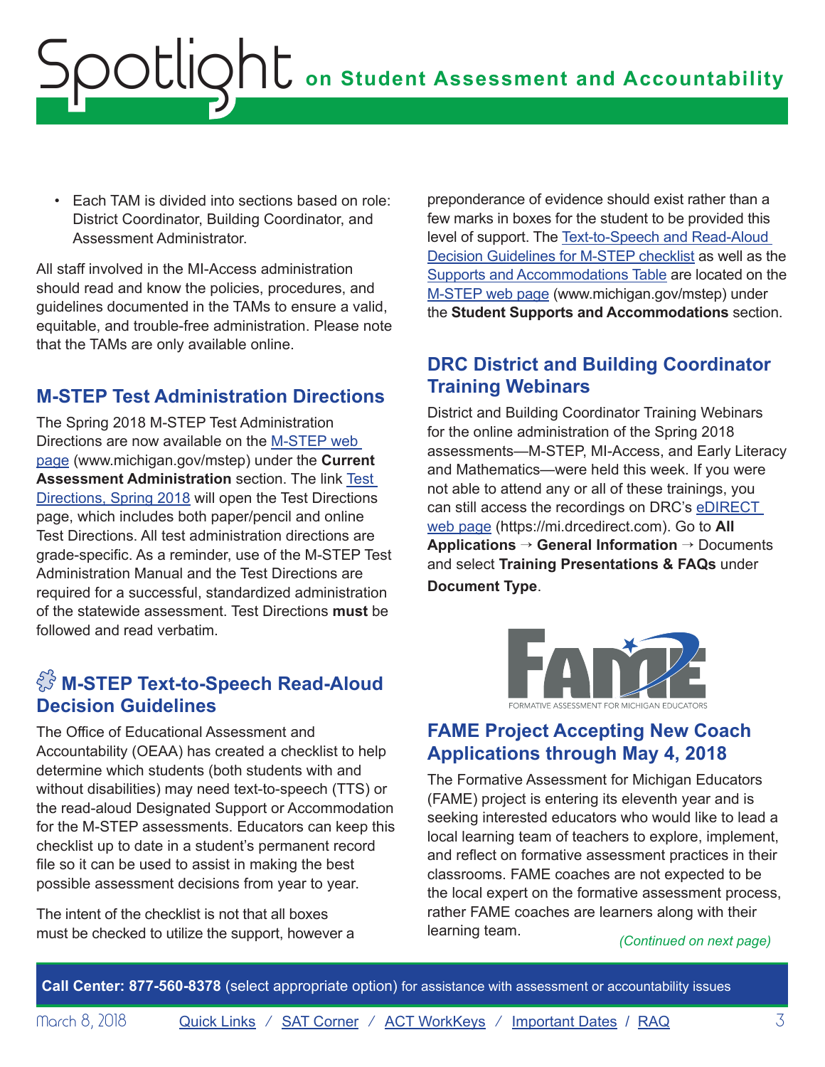- Each TAM is divided into sections based on role: District Coordinator, Building Coordinator, and Assessment Administrator.

All staff involved in the MI-Access administration should read and know the policies, procedures, and guidelines documented in the TAMs to ensure a valid, equitable, and trouble-free administration. Please note that the TAMs are only available online.

## M-STEP Test Administration Directions

The Spring 2018 M-STEP Test Administration Directions are now available on the M-STEP web page (www.michigan.gov/mstep) under the **Current Assessment Administration** section. The link Test Directions, Spring 2018 will open the Test Directions page, which includes both paper/pencil and online Test Directions. All test administration directions are grade-specific. As a reminder, use of the M-STEP Test Administration Manual and the Test Directions are required for a successful, standardized administration of the statewide assessment. Test Directions **must** be followed and read verbatim.

## M-STEP Text-to-Speech Read-Aloud Decision Guidelines

The Office of Educational Assessment and Accountability (OEAA) has created a checklist to help determine which students (both students with and without disabilities) may need text-to-speech (TTS) or the read-aloud Designated Support or Accommodation for the M-STEP assessments. Educators can keep this checklist up to date in a student's permanent record file so it can be used to assist in making the best possible assessment decisions from year to year.

The intent of the checklist is not that all boxes must be checked to utilize the support, however a preponderance of evidence should exist rather than a few marks in boxes for the student to be provided this level of support. The Text-to-Speech and Read-Aloud Decision Guidelines for M-STEP checklist as well as the Supports and Accommodations Table are located on the M-STEP web page (www.michigan.gov/mstep) under the **Student Supports and Accommodations** section.

## DRC District and Building Coordinator Training Webinars

District and Building Coordinator Training Webinars for the online administration of the Spring 2018 assessments—M-STEP, MI-Access, and Early Literacy and Mathematics—were held this week. If you were not able to attend any or all of these trainings, you can still access the recordings on DRC's eDIRECT web page (https://mi.drcedirect.com). Go to **All Applications** → **General Information** → Documents and select **Training Presentations & FAQs** under **Document Type**.

FAME
FORMATIVE ASSESSMENT FOR MICHIGAN EDUCATORS

## FAME Project Accepting New Coach Applications through May 4, 2018

The Formative Assessment for Michigan Educators (FAME) project is entering its eleventh year and is seeking interested educators who would like to lead a local learning team of teachers to explore, implement, and reflect on formative assessment practices in their classrooms. FAME coaches are not expected to be the local expert on the formative assessment process, rather FAME coaches are learners along with their learning team.

*(Continued on next page)*

**Call Center: 877-560-8378** (select appropriate option) for assistance with assessment or accountability issues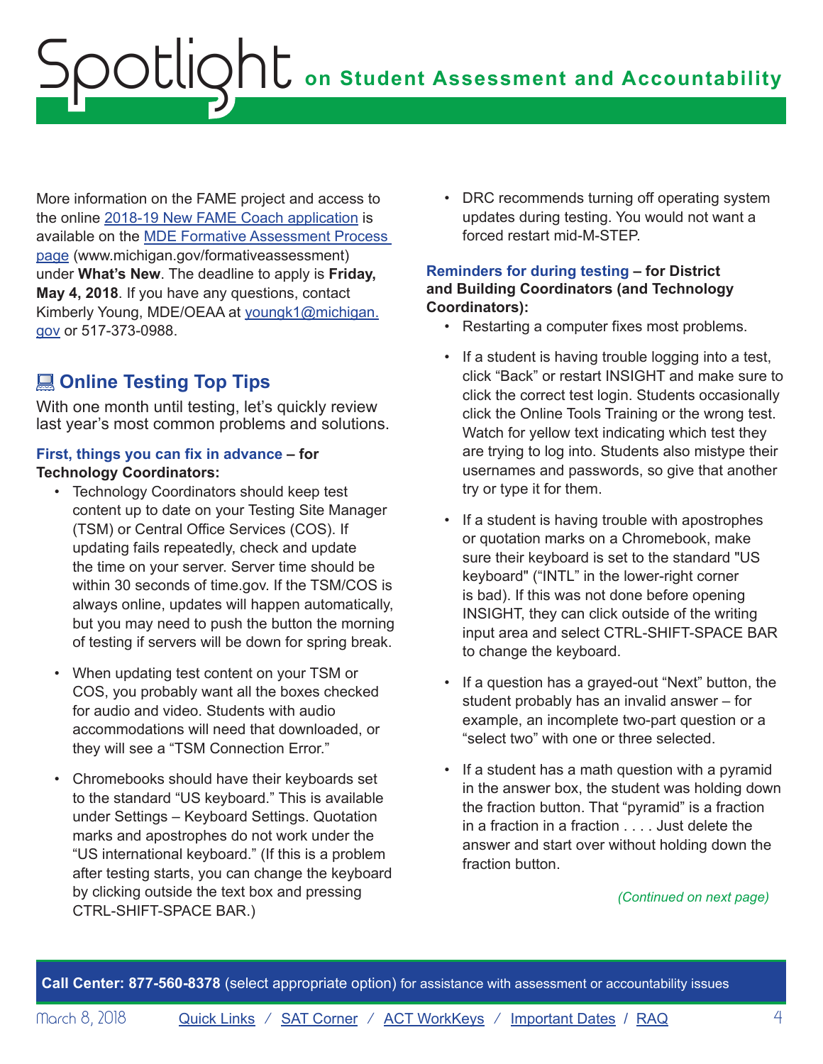More information on the FAME project and access to the online 2018-19 New FAME Coach application is available on the MDE Formative Assessment Process page (www.michigan.gov/formativeassessment) under **What's New**. The deadline to apply is **Friday, May 4, 2018**. If you have any questions, contact Kimberly Young, MDE/OEAA at youngk1@michigan.gov or 517-373-0988.

## 💻 Online Testing Top Tips

With one month until testing, let's quickly review last year's most common problems and solutions.

### First, things you can fix in advance – for Technology Coordinators:

- Technology Coordinators should keep test content up to date on your Testing Site Manager (TSM) or Central Office Services (COS). If updating fails repeatedly, check and update the time on your server. Server time should be within 30 seconds of time.gov. If the TSM/COS is always online, updates will happen automatically, but you may need to push the button the morning of testing if servers will be down for spring break.
- When updating test content on your TSM or COS, you probably want all the boxes checked for audio and video. Students with audio accommodations will need that downloaded, or they will see a "TSM Connection Error."
- Chromebooks should have their keyboards set to the standard "US keyboard." This is available under Settings – Keyboard Settings. Quotation marks and apostrophes do not work under the "US international keyboard." (If this is a problem after testing starts, you can change the keyboard by clicking outside the text box and pressing CTRL-SHIFT-SPACE BAR.)
- DRC recommends turning off operating system updates during testing. You would not want a forced restart mid-M-STEP.

### Reminders for during testing – for District and Building Coordinators (and Technology Coordinators):

- Restarting a computer fixes most problems.
- If a student is having trouble logging into a test, click "Back" or restart INSIGHT and make sure to click the correct test login. Students occasionally click the Online Tools Training or the wrong test. Watch for yellow text indicating which test they are trying to log into. Students also mistype their usernames and passwords, so give that another try or type it for them.
- If a student is having trouble with apostrophes or quotation marks on a Chromebook, make sure their keyboard is set to the standard "US keyboard" ("INTL" in the lower-right corner is bad). If this was not done before opening INSIGHT, they can click outside of the writing input area and select CTRL-SHIFT-SPACE BAR to change the keyboard.
- If a question has a grayed-out "Next" button, the student probably has an invalid answer – for example, an incomplete two-part question or a "select two" with one or three selected.
- If a student has a math question with a pyramid in the answer box, the student was holding down the fraction button. That "pyramid" is a fraction in a fraction in a fraction . . . . Just delete the answer and start over without holding down the fraction button.

*(Continued on next page)*

**Call Center: 877-560-8378** (select appropriate option) for assistance with assessment or accountability issues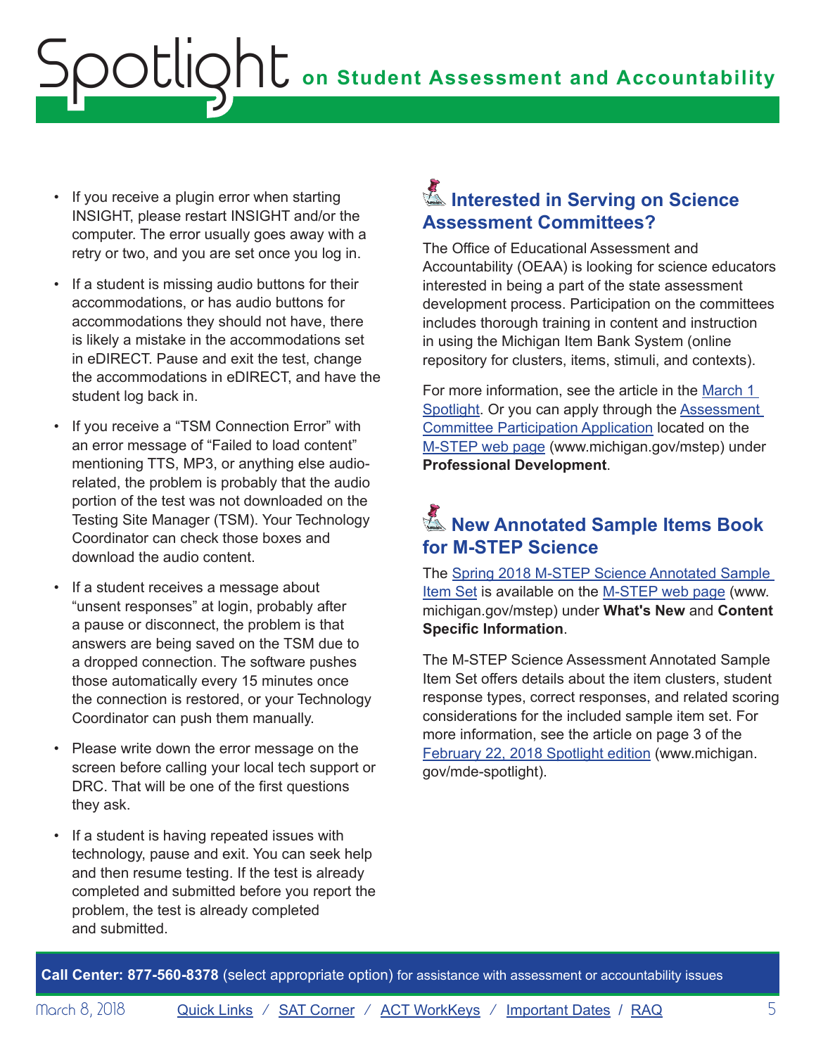- If you receive a plugin error when starting INSIGHT, please restart INSIGHT and/or the computer. The error usually goes away with a retry or two, and you are set once you log in.
- If a student is missing audio buttons for their accommodations, or has audio buttons for accommodations they should not have, there is likely a mistake in the accommodations set in eDIRECT. Pause and exit the test, change the accommodations in eDIRECT, and have the student log back in.
- If you receive a "TSM Connection Error" with an error message of "Failed to load content" mentioning TTS, MP3, or anything else audio-related, the problem is probably that the audio portion of the test was not downloaded on the Testing Site Manager (TSM). Your Technology Coordinator can check those boxes and download the audio content.
- If a student receives a message about "unsent responses" at login, probably after a pause or disconnect, the problem is that answers are being saved on the TSM due to a dropped connection. The software pushes those automatically every 15 minutes once the connection is restored, or your Technology Coordinator can push them manually.
- Please write down the error message on the screen before calling your local tech support or DRC. That will be one of the first questions they ask.
- If a student is having repeated issues with technology, pause and exit. You can seek help and then resume testing. If the test is already completed and submitted before you report the problem, the test is already completed and submitted.

## Interested in Serving on Science Assessment Committees?

The Office of Educational Assessment and Accountability (OEAA) is looking for science educators interested in being a part of the state assessment development process. Participation on the committees includes thorough training in content and instruction in using the Michigan Item Bank System (online repository for clusters, items, stimuli, and contexts).

For more information, see the article in the March 1 Spotlight. Or you can apply through the Assessment Committee Participation Application located on the M-STEP web page (www.michigan.gov/mstep) under **Professional Development**.

## New Annotated Sample Items Book for M-STEP Science

The Spring 2018 M-STEP Science Annotated Sample Item Set is available on the M-STEP web page (www.michigan.gov/mstep) under **What's New** and **Content Specific Information**.

The M-STEP Science Assessment Annotated Sample Item Set offers details about the item clusters, student response types, correct responses, and related scoring considerations for the included sample item set. For more information, see the article on page 3 of the February 22, 2018 Spotlight edition (www.michigan.gov/mde-spotlight).

**Call Center: 877-560-8378** (select appropriate option) for assistance with assessment or accountability issues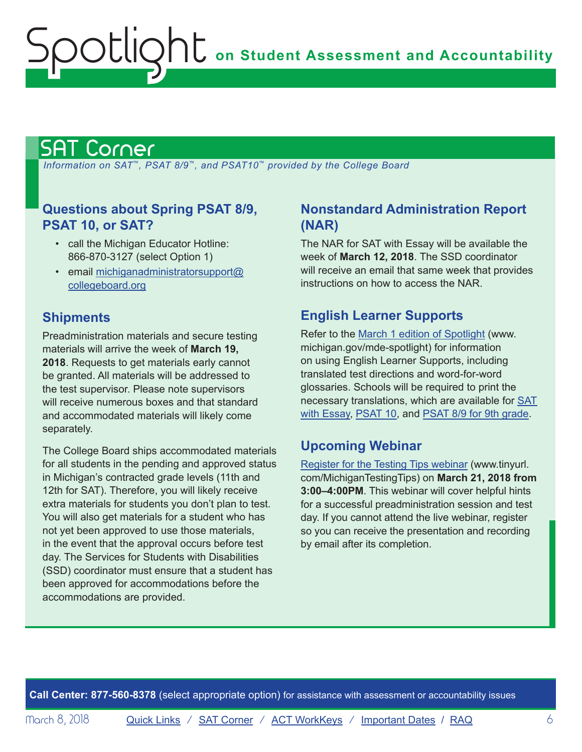## SAT Corner

*Information on SAT™, PSAT 8/9™, and PSAT10™ provided by the College Board*

### Questions about Spring PSAT 8/9, PSAT 10, or SAT?

- call the Michigan Educator Hotline: 866-870-3127 (select Option 1)
- email michiganadministratorsupport@collegeboard.org

### Shipments

Preadministration materials and secure testing materials will arrive the week of **March 19, 2018**. Requests to get materials early cannot be granted. All materials will be addressed to the test supervisor. Please note supervisors will receive numerous boxes and that standard and accommodated materials will likely come separately.

The College Board ships accommodated materials for all students in the pending and approved status in Michigan's contracted grade levels (11th and 12th for SAT). Therefore, you will likely receive extra materials for students you don't plan to test. You will also get materials for a student who has not yet been approved to use those materials, in the event that the approval occurs before test day. The Services for Students with Disabilities (SSD) coordinator must ensure that a student has been approved for accommodations before the accommodations are provided.

### Nonstandard Administration Report (NAR)

The NAR for SAT with Essay will be available the week of **March 12, 2018**. The SSD coordinator will receive an email that same week that provides instructions on how to access the NAR.

### English Learner Supports

Refer to the March 1 edition of Spotlight (www.michigan.gov/mde-spotlight) for information on using English Learner Supports, including translated test directions and word-for-word glossaries. Schools will be required to print the necessary translations, which are available for SAT with Essay, PSAT 10, and PSAT 8/9 for 9th grade.

### Upcoming Webinar

Register for the Testing Tips webinar (www.tinyurl.com/MichiganTestingTips) on **March 21, 2018 from 3:00–4:00PM**. This webinar will cover helpful hints for a successful preadministration session and test day. If you cannot attend the live webinar, register so you can receive the presentation and recording by email after its completion.

**Call Center: 877-560-8378** (select appropriate option) for assistance with assessment or accountability issues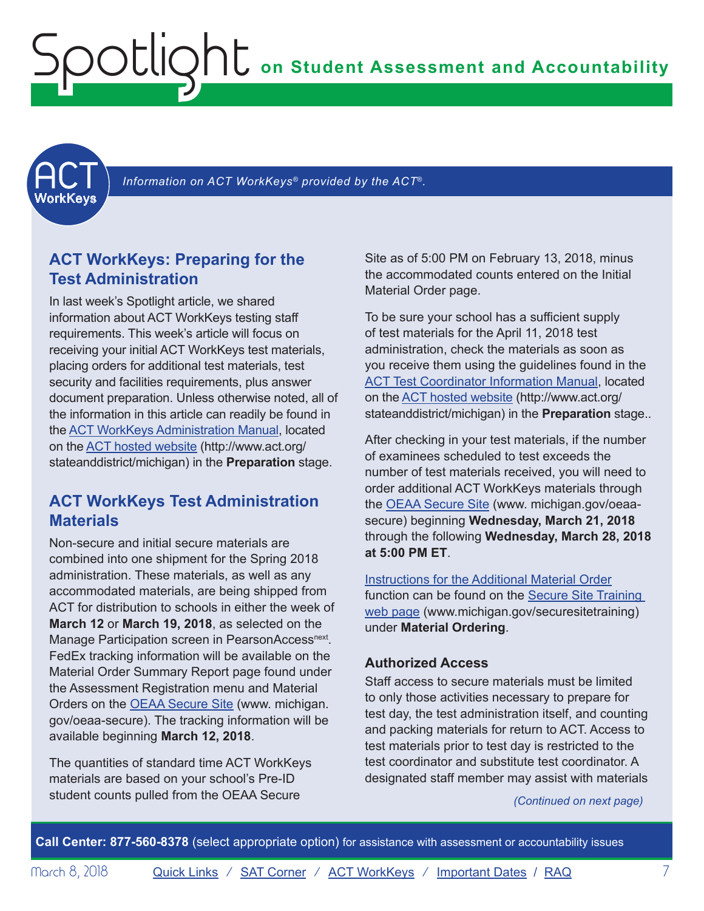*Information on ACT WorkKeys® provided by the ACT®.*

## ACT WorkKeys: Preparing for the Test Administration

In last week's Spotlight article, we shared information about ACT WorkKeys testing staff requirements. This week's article will focus on receiving your initial ACT WorkKeys test materials, placing orders for additional test materials, test security and facilities requirements, plus answer document preparation. Unless otherwise noted, all of the information in this article can readily be found in the ACT WorkKeys Administration Manual, located on the ACT hosted website (http://www.act.org/stateanddistrict/michigan) in the **Preparation** stage.

## ACT WorkKeys Test Administration Materials

Non-secure and initial secure materials are combined into one shipment for the Spring 2018 administration. These materials, as well as any accommodated materials, are being shipped from ACT for distribution to schools in either the week of **March 12** or **March 19, 2018**, as selected on the Manage Participation screen in PearsonAccess[next]. FedEx tracking information will be available on the Material Order Summary Report page found under the Assessment Registration menu and Material Orders on the OEAA Secure Site (www. michigan.gov/oeaa-secure). The tracking information will be available beginning **March 12, 2018**.

The quantities of standard time ACT WorkKeys materials are based on your school's Pre-ID student counts pulled from the OEAA Secure Site as of 5:00 PM on February 13, 2018, minus the accommodated counts entered on the Initial Material Order page.

To be sure your school has a sufficient supply of test materials for the April 11, 2018 test administration, check the materials as soon as you receive them using the guidelines found in the ACT Test Coordinator Information Manual, located on the ACT hosted website (http://www.act.org/stateanddistrict/michigan) in the **Preparation** stage..

After checking in your test materials, if the number of examinees scheduled to test exceeds the number of test materials received, you will need to order additional ACT WorkKeys materials through the OEAA Secure Site (www. michigan.gov/oeaa-secure) beginning **Wednesday, March 21, 2018** through the following **Wednesday, March 28, 2018 at 5:00 PM ET**.

Instructions for the Additional Material Order function can be found on the Secure Site Training web page (www.michigan.gov/securesitetraining) under **Material Ordering**.

### Authorized Access

Staff access to secure materials must be limited to only those activities necessary to prepare for test day, the test administration itself, and counting and packing materials for return to ACT. Access to test materials prior to test day is restricted to the test coordinator and substitute test coordinator. A designated staff member may assist with materials

*(Continued on next page)*

**Call Center: 877-560-8378** (select appropriate option) for assistance with assessment or accountability issues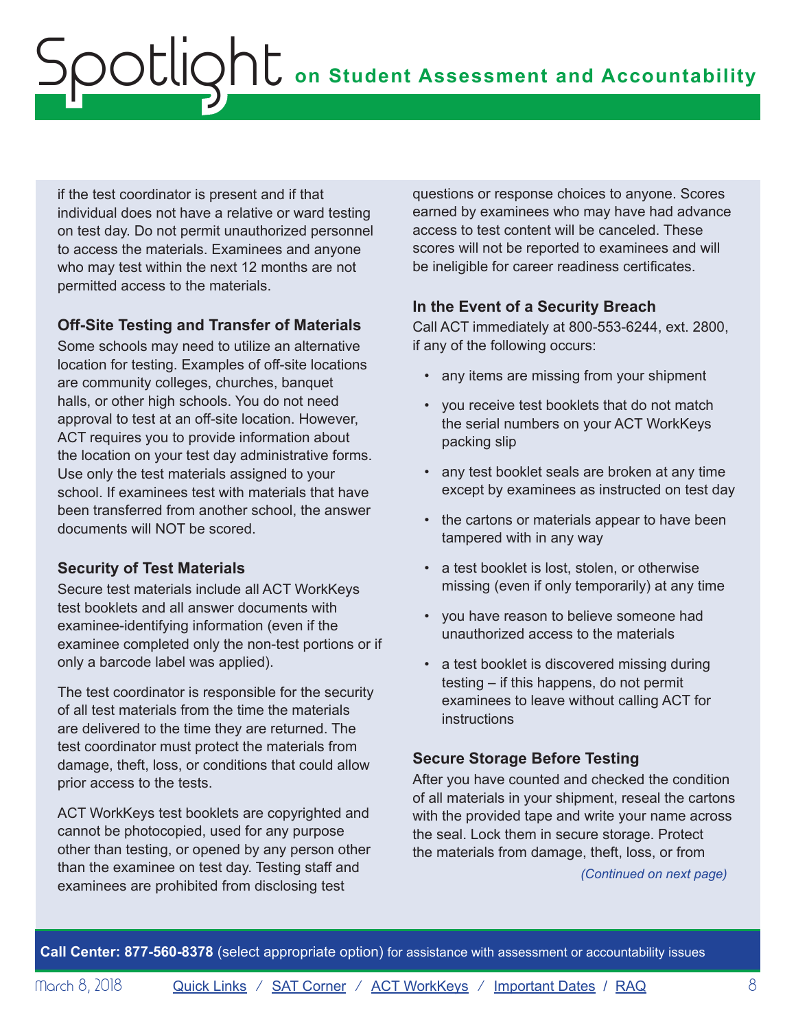if the test coordinator is present and if that individual does not have a relative or ward testing on test day. Do not permit unauthorized personnel to access the materials. Examinees and anyone who may test within the next 12 months are not permitted access to the materials.

### Off-Site Testing and Transfer of Materials

Some schools may need to utilize an alternative location for testing. Examples of off-site locations are community colleges, churches, banquet halls, or other high schools. You do not need approval to test at an off-site location. However, ACT requires you to provide information about the location on your test day administrative forms. Use only the test materials assigned to your school. If examinees test with materials that have been transferred from another school, the answer documents will NOT be scored.

### Security of Test Materials

Secure test materials include all ACT WorkKeys test booklets and all answer documents with examinee-identifying information (even if the examinee completed only the non-test portions or if only a barcode label was applied).

The test coordinator is responsible for the security of all test materials from the time the materials are delivered to the time they are returned. The test coordinator must protect the materials from damage, theft, loss, or conditions that could allow prior access to the tests.

ACT WorkKeys test booklets are copyrighted and cannot be photocopied, used for any purpose other than testing, or opened by any person other than the examinee on test day. Testing staff and examinees are prohibited from disclosing test questions or response choices to anyone. Scores earned by examinees who may have had advance access to test content will be canceled. These scores will not be reported to examinees and will be ineligible for career readiness certificates.

### In the Event of a Security Breach

Call ACT immediately at 800-553-6244, ext. 2800, if any of the following occurs:

- any items are missing from your shipment
- you receive test booklets that do not match the serial numbers on your ACT WorkKeys packing slip
- any test booklet seals are broken at any time except by examinees as instructed on test day
- the cartons or materials appear to have been tampered with in any way
- a test booklet is lost, stolen, or otherwise missing (even if only temporarily) at any time
- you have reason to believe someone had unauthorized access to the materials
- a test booklet is discovered missing during testing – if this happens, do not permit examinees to leave without calling ACT for instructions

### Secure Storage Before Testing

After you have counted and checked the condition of all materials in your shipment, reseal the cartons with the provided tape and write your name across the seal. Lock them in secure storage. Protect the materials from damage, theft, loss, or from

*(Continued on next page)*

**Call Center: 877-560-8378** (select appropriate option) for assistance with assessment or accountability issues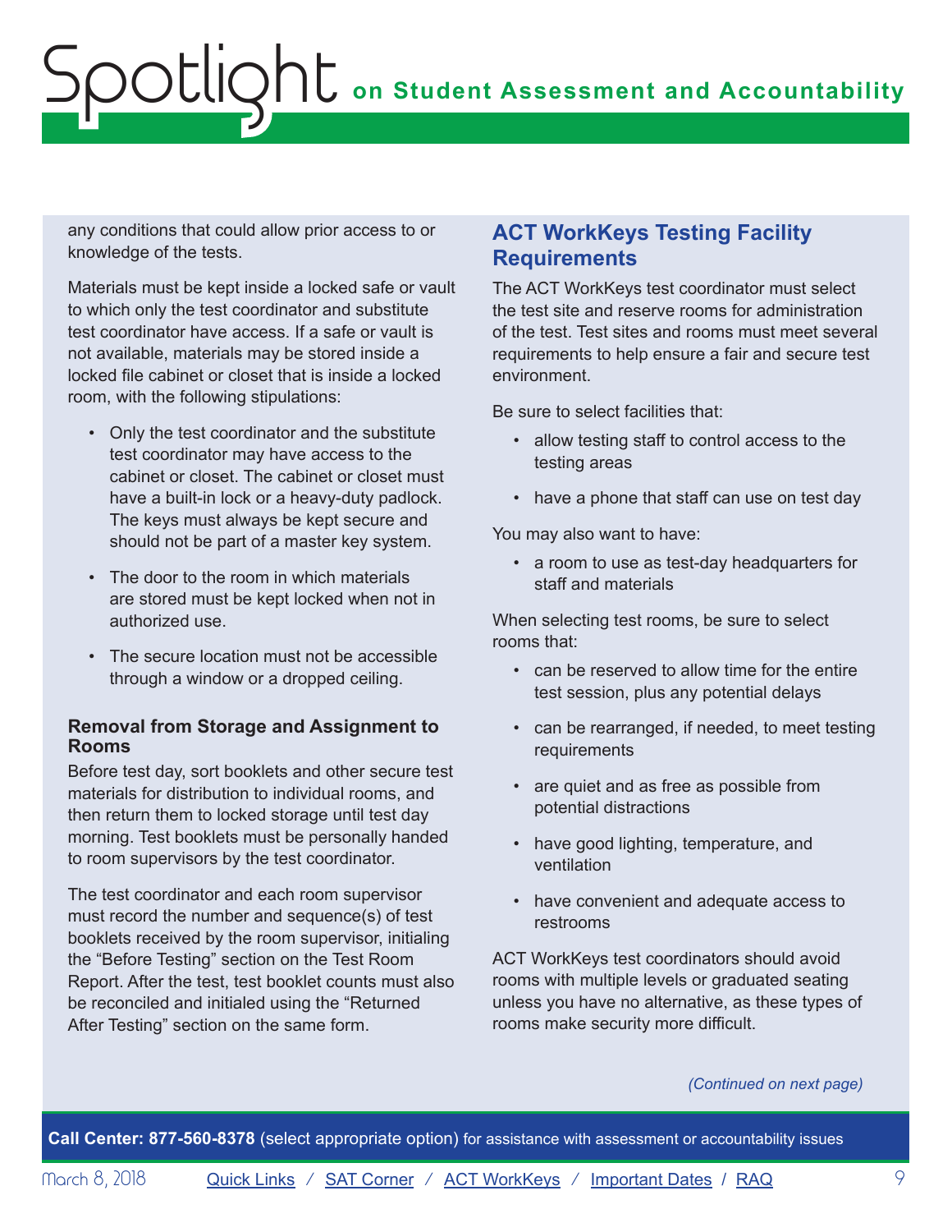any conditions that could allow prior access to or knowledge of the tests.

Materials must be kept inside a locked safe or vault to which only the test coordinator and substitute test coordinator have access. If a safe or vault is not available, materials may be stored inside a locked file cabinet or closet that is inside a locked room, with the following stipulations:

- Only the test coordinator and the substitute test coordinator may have access to the cabinet or closet. The cabinet or closet must have a built-in lock or a heavy-duty padlock. The keys must always be kept secure and should not be part of a master key system.
- The door to the room in which materials are stored must be kept locked when not in authorized use.
- The secure location must not be accessible through a window or a dropped ceiling.

**Removal from Storage and Assignment to Rooms**

Before test day, sort booklets and other secure test materials for distribution to individual rooms, and then return them to locked storage until test day morning. Test booklets must be personally handed to room supervisors by the test coordinator.

The test coordinator and each room supervisor must record the number and sequence(s) of test booklets received by the room supervisor, initialing the “Before Testing” section on the Test Room Report. After the test, test booklet counts must also be reconciled and initialed using the “Returned After Testing” section on the same form.

## ACT WorkKeys Testing Facility Requirements

The ACT WorkKeys test coordinator must select the test site and reserve rooms for administration of the test. Test sites and rooms must meet several requirements to help ensure a fair and secure test environment.

Be sure to select facilities that:

- allow testing staff to control access to the testing areas
- have a phone that staff can use on test day

You may also want to have:

- a room to use as test-day headquarters for staff and materials

When selecting test rooms, be sure to select rooms that:

- can be reserved to allow time for the entire test session, plus any potential delays
- can be rearranged, if needed, to meet testing requirements
- are quiet and as free as possible from potential distractions
- have good lighting, temperature, and ventilation
- have convenient and adequate access to restrooms

ACT WorkKeys test coordinators should avoid rooms with multiple levels or graduated seating unless you have no alternative, as these types of rooms make security more difficult.

*(Continued on next page)*

**Call Center: 877-560-8378** (select appropriate option) for assistance with assessment or accountability issues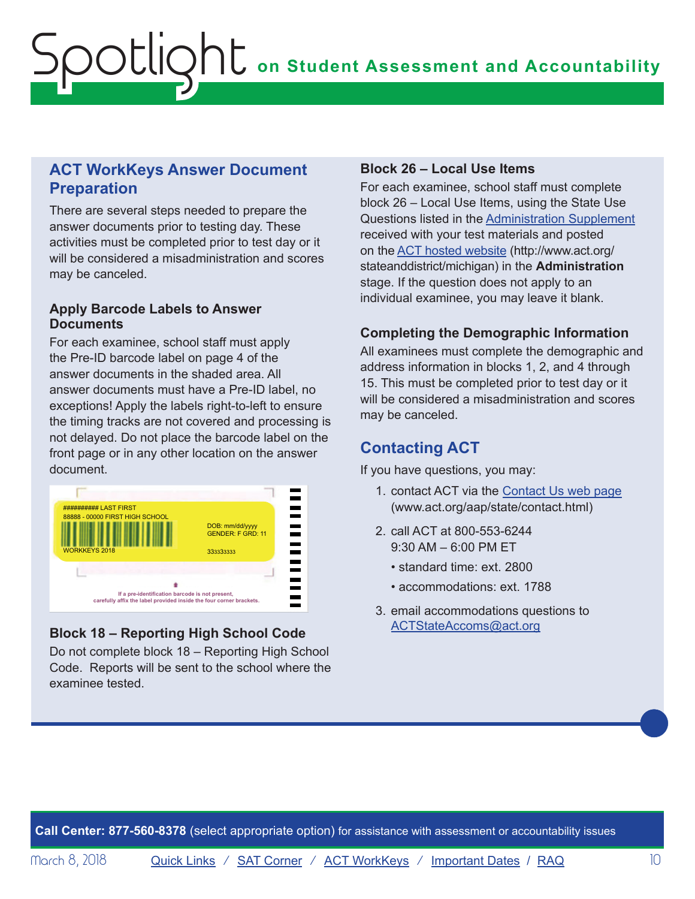## ACT WorkKeys Answer Document Preparation

There are several steps needed to prepare the answer documents prior to testing day. These activities must be completed prior to test day or it will be considered a misadministration and scores may be canceled.

### Apply Barcode Labels to Answer Documents

For each examinee, school staff must apply the Pre-ID barcode label on page 4 of the answer documents in the shaded area. All answer documents must have a Pre-ID label, no exceptions! Apply the labels right-to-left to ensure the timing tracks are not covered and processing is not delayed. Do not place the barcode label on the front page or in any other location on the answer document.

########## LAST FIRST
88888 - 00000 FIRST HIGH SCHOOL
WORKKEYS 2018
DOB: mm/dd/yyyy
GENDER: F GRD: 11
333333333

If a pre-identification barcode is not present, carefully affix the label provided inside the four corner brackets.

### Block 18 – Reporting High School Code

Do not complete block 18 – Reporting High School Code. Reports will be sent to the school where the examinee tested.

### Block 26 – Local Use Items

For each examinee, school staff must complete block 26 – Local Use Items, using the State Use Questions listed in the Administration Supplement received with your test materials and posted on the ACT hosted website (http://www.act.org/stateanddistrict/michigan) in the **Administration** stage. If the question does not apply to an individual examinee, you may leave it blank.

### Completing the Demographic Information

All examinees must complete the demographic and address information in blocks 1, 2, and 4 through 15. This must be completed prior to test day or it will be considered a misadministration and scores may be canceled.

## Contacting ACT

If you have questions, you may:

1. contact ACT via the Contact Us web page (www.act.org/aap/state/contact.html)
2. call ACT at 800-553-6244
   9:30 AM – 6:00 PM ET
   - standard time: ext. 2800
   - accommodations: ext. 1788
3. email accommodations questions to ACTStateAccoms@act.org

**Call Center: 877-560-8378** (select appropriate option) for assistance with assessment or accountability issues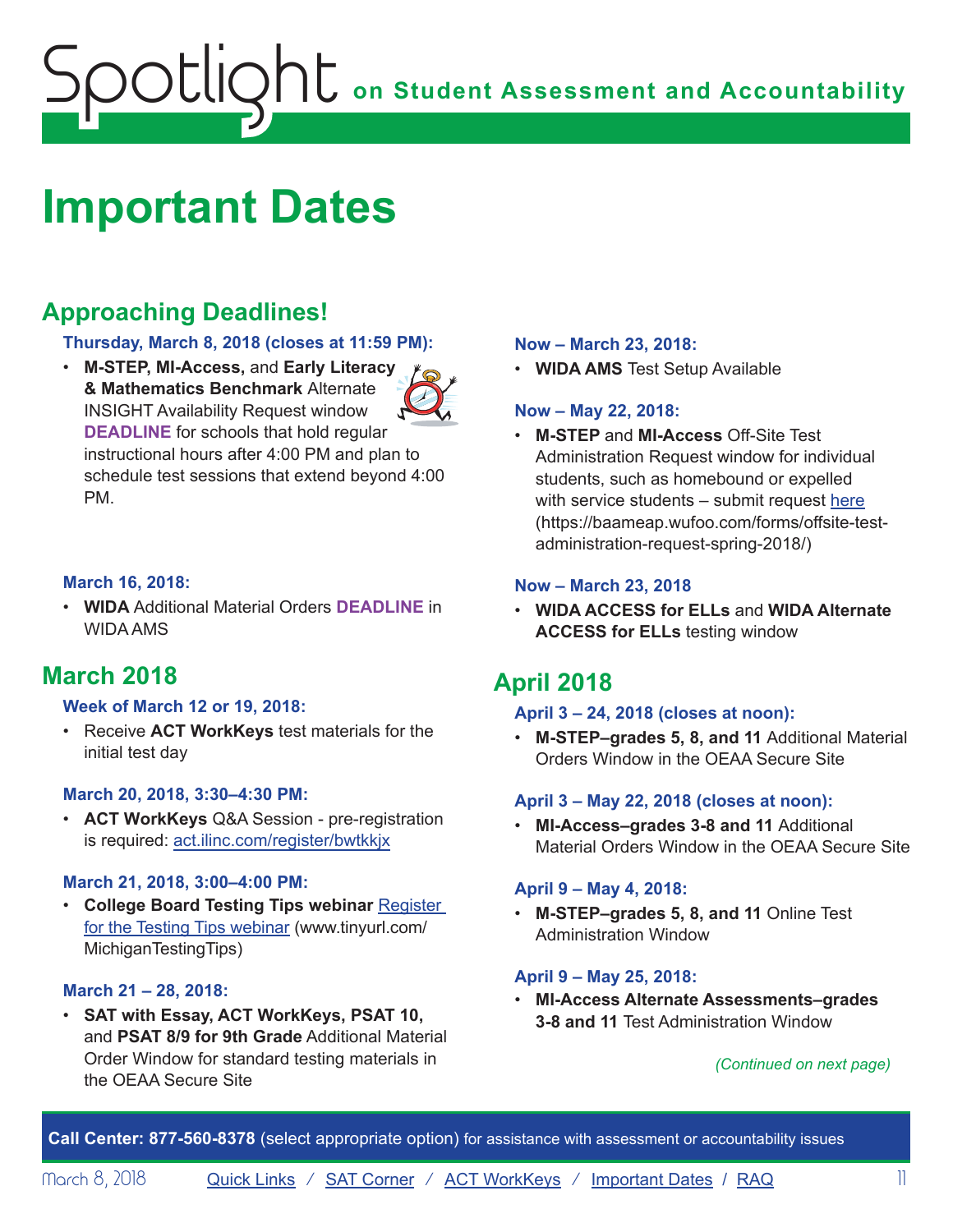# Spotlight on Student Assessment and Accountability

# Important Dates

## Approaching Deadlines!

### Thursday, March 8, 2018 (closes at 11:59 PM):

- **M-STEP, MI-Access,** and **Early Literacy & Mathematics Benchmark** Alternate INSIGHT Availability Request window **DEADLINE** for schools that hold regular instructional hours after 4:00 PM and plan to schedule test sessions that extend beyond 4:00 PM.

### March 16, 2018:

- **WIDA** Additional Material Orders **DEADLINE** in WIDA AMS

## March 2018

### Week of March 12 or 19, 2018:

- Receive **ACT WorkKeys** test materials for the initial test day

### March 20, 2018, 3:30–4:30 PM:

- **ACT WorkKeys** Q&A Session - pre-registration is required: act.ilinc.com/register/bwtkkjx

### March 21, 2018, 3:00–4:00 PM:

- **College Board Testing Tips webinar** Register for the Testing Tips webinar (www.tinyurl.com/MichiganTestingTips)

### March 21 – 28, 2018:

- **SAT with Essay, ACT WorkKeys, PSAT 10,** and **PSAT 8/9 for 9th Grade** Additional Material Order Window for standard testing materials in the OEAA Secure Site

### Now – March 23, 2018:

- **WIDA AMS** Test Setup Available

### Now – May 22, 2018:

- **M-STEP** and **MI-Access** Off-Site Test Administration Request window for individual students, such as homebound or expelled with service students – submit request here (https://baameap.wufoo.com/forms/offsite-test-administration-request-spring-2018/)

### Now – March 23, 2018

- **WIDA ACCESS for ELLs** and **WIDA Alternate ACCESS for ELLs** testing window

## April 2018

### April 3 – 24, 2018 (closes at noon):

- **M-STEP–grades 5, 8, and 11** Additional Material Orders Window in the OEAA Secure Site

### April 3 – May 22, 2018 (closes at noon):

- **MI-Access–grades 3-8 and 11** Additional Material Orders Window in the OEAA Secure Site

### April 9 – May 4, 2018:

- **M-STEP–grades 5, 8, and 11** Online Test Administration Window

### April 9 – May 25, 2018:

- **MI-Access Alternate Assessments–grades 3-8 and 11** Test Administration Window

*(Continued on next page)*

**Call Center: 877-560-8378** (select appropriate option) for assistance with assessment or accountability issues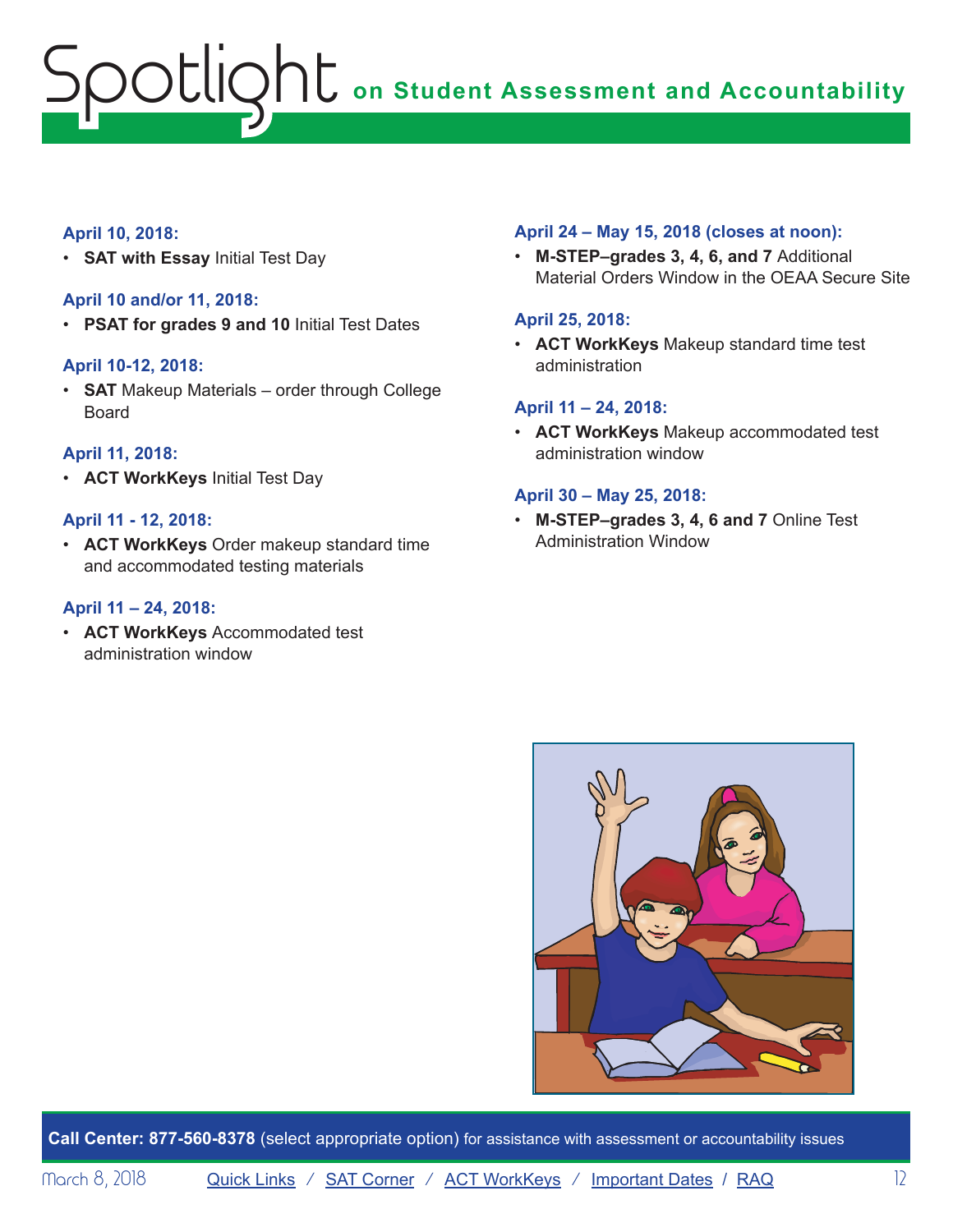# Spotlight on Student Assessment and Accountability

**April 10, 2018:**

- **SAT with Essay** Initial Test Day

**April 10 and/or 11, 2018:**

- **PSAT for grades 9 and 10** Initial Test Dates

**April 10-12, 2018:**

- **SAT** Makeup Materials – order through College Board

**April 11, 2018:**

- **ACT WorkKeys** Initial Test Day

**April 11 - 12, 2018:**

- **ACT WorkKeys** Order makeup standard time and accommodated testing materials

**April 11 – 24, 2018:**

- **ACT WorkKeys** Accommodated test administration window

**April 24 – May 15, 2018 (closes at noon):**

- **M-STEP–grades 3, 4, 6, and 7** Additional Material Orders Window in the OEAA Secure Site

**April 25, 2018:**

- **ACT WorkKeys** Makeup standard time test administration

**April 11 – 24, 2018:**

- **ACT WorkKeys** Makeup accommodated test administration window

**April 30 – May 25, 2018:**

- **M-STEP–grades 3, 4, 6 and 7** Online Test Administration Window

**Call Center: 877-560-8378** (select appropriate option) for assistance with assessment or accountability issues

March 8, 2018 Quick Links / SAT Corner / ACT WorkKeys / Important Dates / RAQ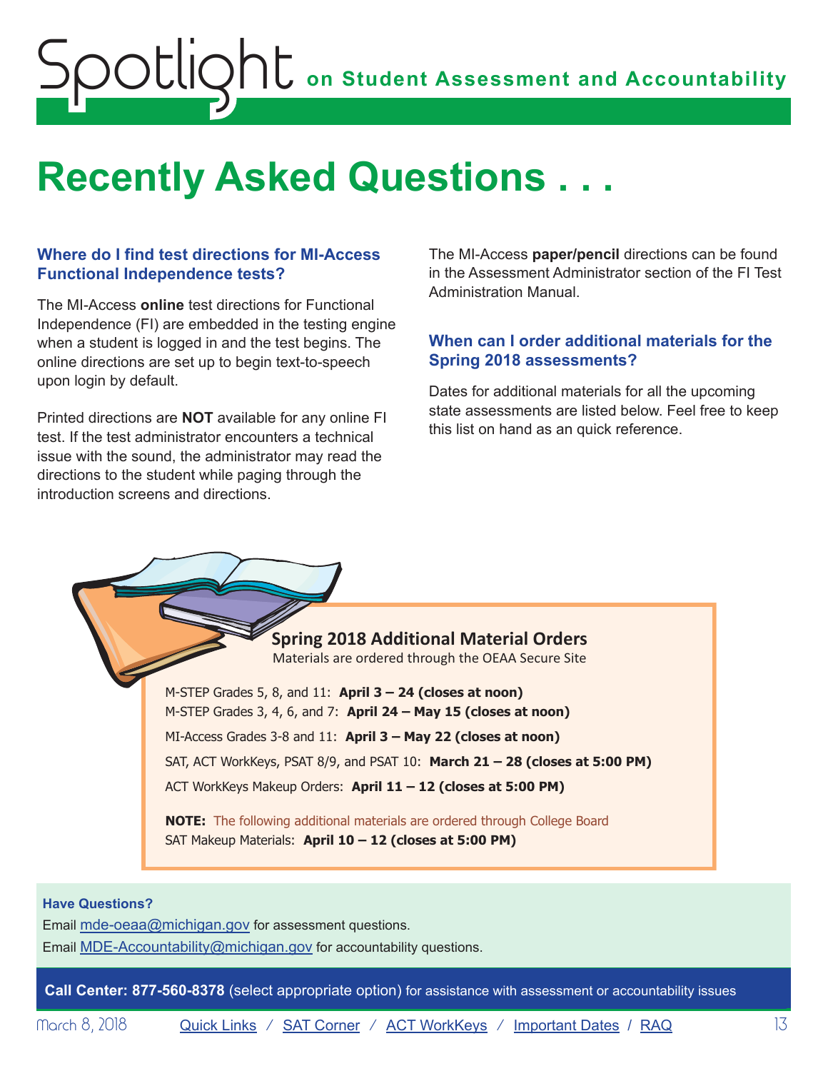# Spotlight on Student Assessment and Accountability

## Recently Asked Questions . . .

### Where do I find test directions for MI-Access Functional Independence tests?

The MI-Access **online** test directions for Functional Independence (FI) are embedded in the testing engine when a student is logged in and the test begins. The online directions are set up to begin text-to-speech upon login by default.

Printed directions are **NOT** available for any online FI test. If the test administrator encounters a technical issue with the sound, the administrator may read the directions to the student while paging through the introduction screens and directions.

The MI-Access **paper/pencil** directions can be found in the Assessment Administrator section of the FI Test Administration Manual.

### When can I order additional materials for the Spring 2018 assessments?

Dates for additional materials for all the upcoming state assessments are listed below. Feel free to keep this list on hand as an quick reference.

**Spring 2018 Additional Material Orders**

Materials are ordered through the OEAA Secure Site

M-STEP Grades 5, 8, and 11: **April 3 – 24 (closes at noon)**

M-STEP Grades 3, 4, 6, and 7: **April 24 – May 15 (closes at noon)**

MI-Access Grades 3-8 and 11: **April 3 – May 22 (closes at noon)**

SAT, ACT WorkKeys, PSAT 8/9, and PSAT 10: **March 21 – 28 (closes at 5:00 PM)**

ACT WorkKeys Makeup Orders: **April 11 – 12 (closes at 5:00 PM)**

**NOTE:** The following additional materials are ordered through College Board

SAT Makeup Materials: **April 10 – 12 (closes at 5:00 PM)**

**Have Questions?**

Email mde-oeaa@michigan.gov for assessment questions.

Email MDE-Accountability@michigan.gov for accountability questions.

**Call Center: 877-560-8378** (select appropriate option) for assistance with assessment or accountability issues